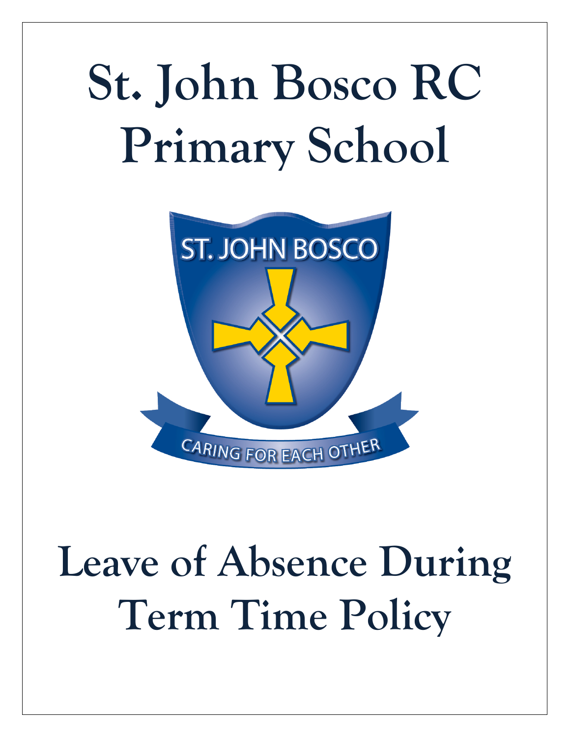# St. John Bosco RC Primary School

ST. JOHN BOSCO

CARING FOR EACH OTHER

# Leave of Absence During Term Time Policy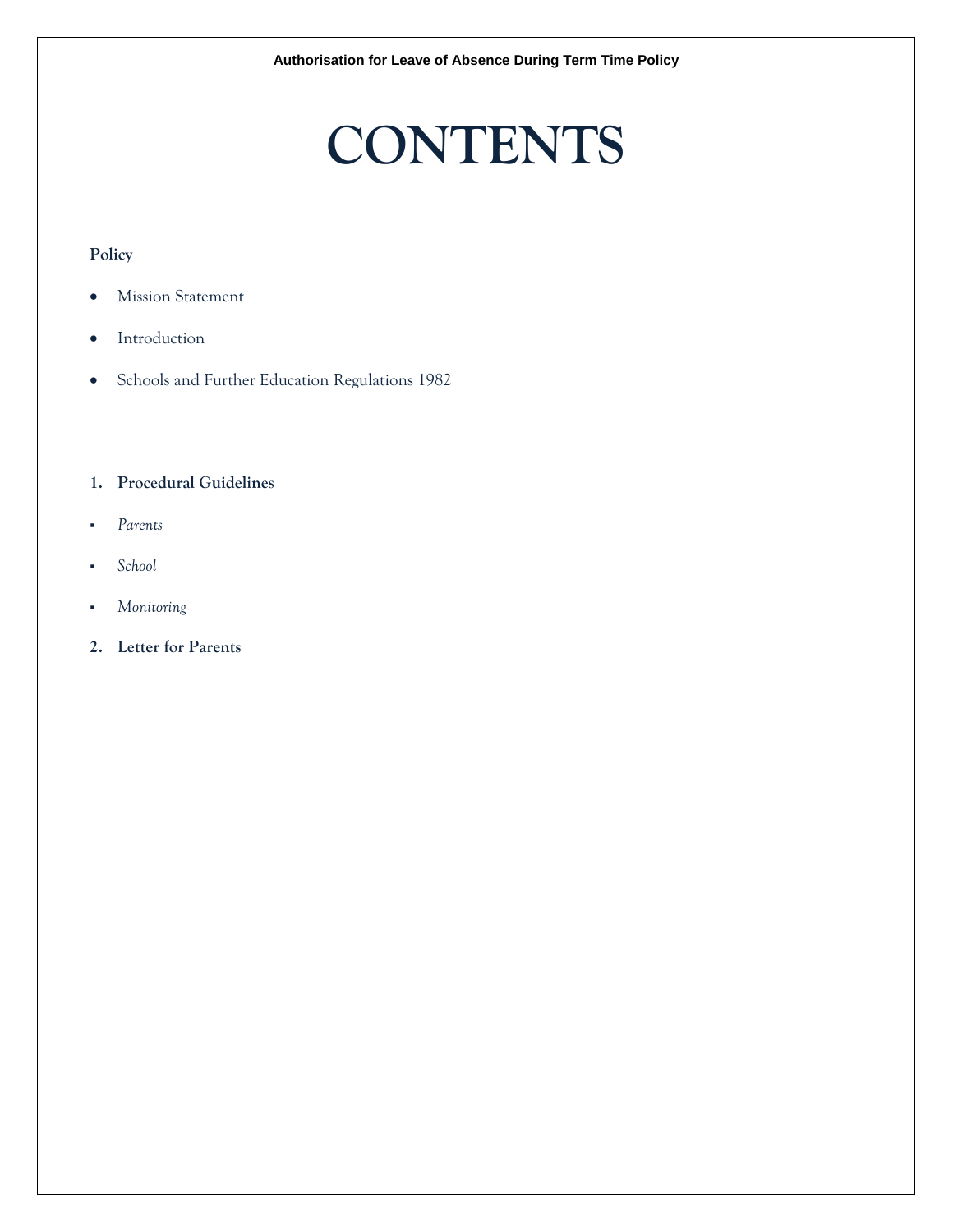# CONTENTS

**Policy**

- Mission Statement
- Introduction
- Schools and Further Education Regulations 1982

1. **Procedural Guidelines**
   - *Parents*
   - *School*
   - *Monitoring*
2. **Letter for Parents**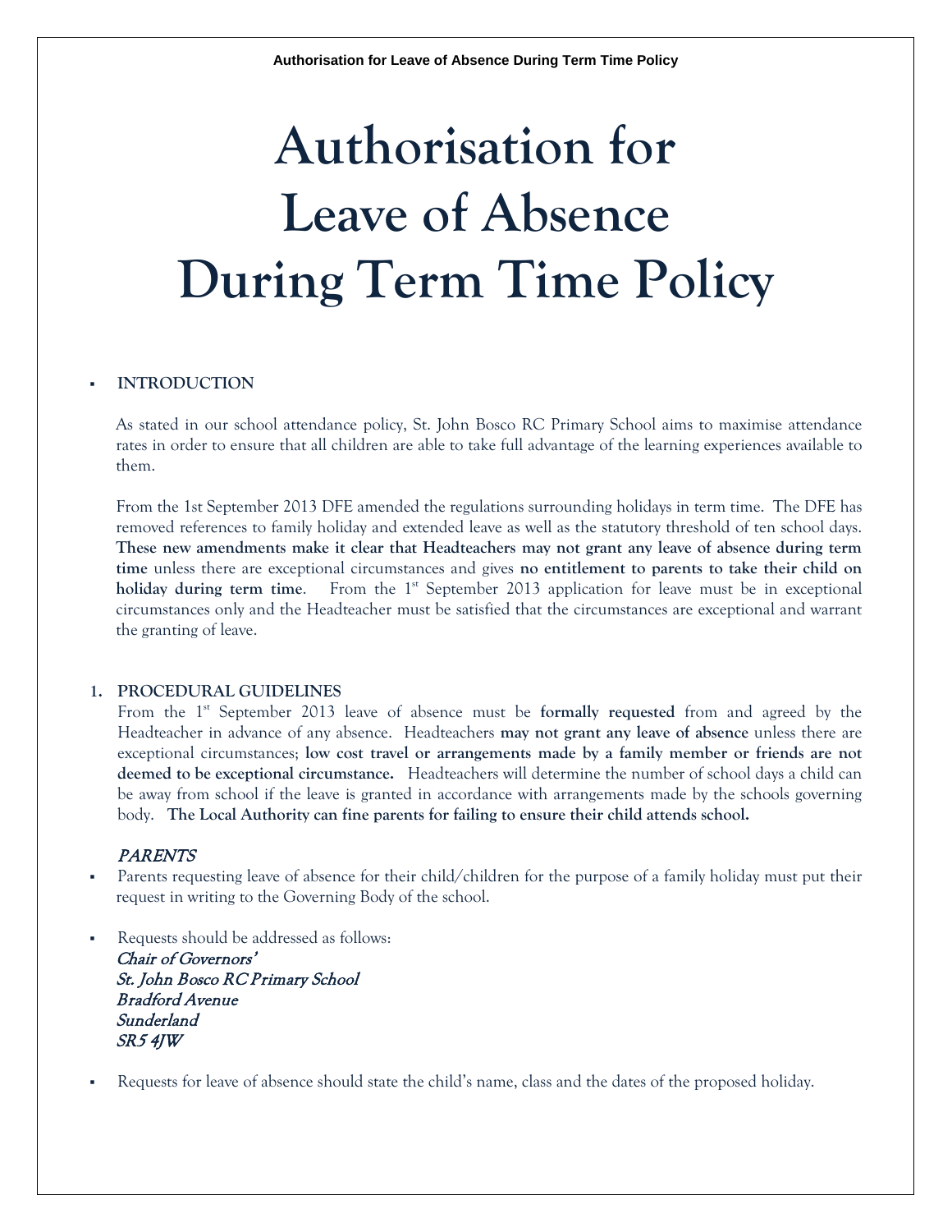# Authorisation for Leave of Absence During Term Time Policy

- **INTRODUCTION**

As stated in our school attendance policy, St. John Bosco RC Primary School aims to maximise attendance rates in order to ensure that all children are able to take full advantage of the learning experiences available to them.

From the 1st September 2013 DFE amended the regulations surrounding holidays in term time. The DFE has removed references to family holiday and extended leave as well as the statutory threshold of ten school days. **These new amendments make it clear that Headteachers may not grant any leave of absence during term time** unless there are exceptional circumstances and gives **no entitlement to parents to take their child on holiday during term time**. From the 1st September 2013 application for leave must be in exceptional circumstances only and the Headteacher must be satisfied that the circumstances are exceptional and warrant the granting of leave.

1. **PROCEDURAL GUIDELINES**

From the 1st September 2013 leave of absence must be **formally requested** from and agreed by the Headteacher in advance of any absence. Headteachers **may not grant any leave of absence** unless there are exceptional circumstances; **low cost travel or arrangements made by a family member or friends are not deemed to be exceptional circumstance.** Headteachers will determine the number of school days a child can be away from school if the leave is granted in accordance with arrangements made by the schools governing body. **The Local Authority can fine parents for failing to ensure their child attends school.**

*PARENTS*

- Parents requesting leave of absence for their child/children for the purpose of a family holiday must put their request in writing to the Governing Body of the school.

- Requests should be addressed as follows:
  *Chair of Governors'*
  *St. John Bosco RC Primary School*
  *Bradford Avenue*
  *Sunderland*
  *SR5 4JW*

- Requests for leave of absence should state the child's name, class and the dates of the proposed holiday.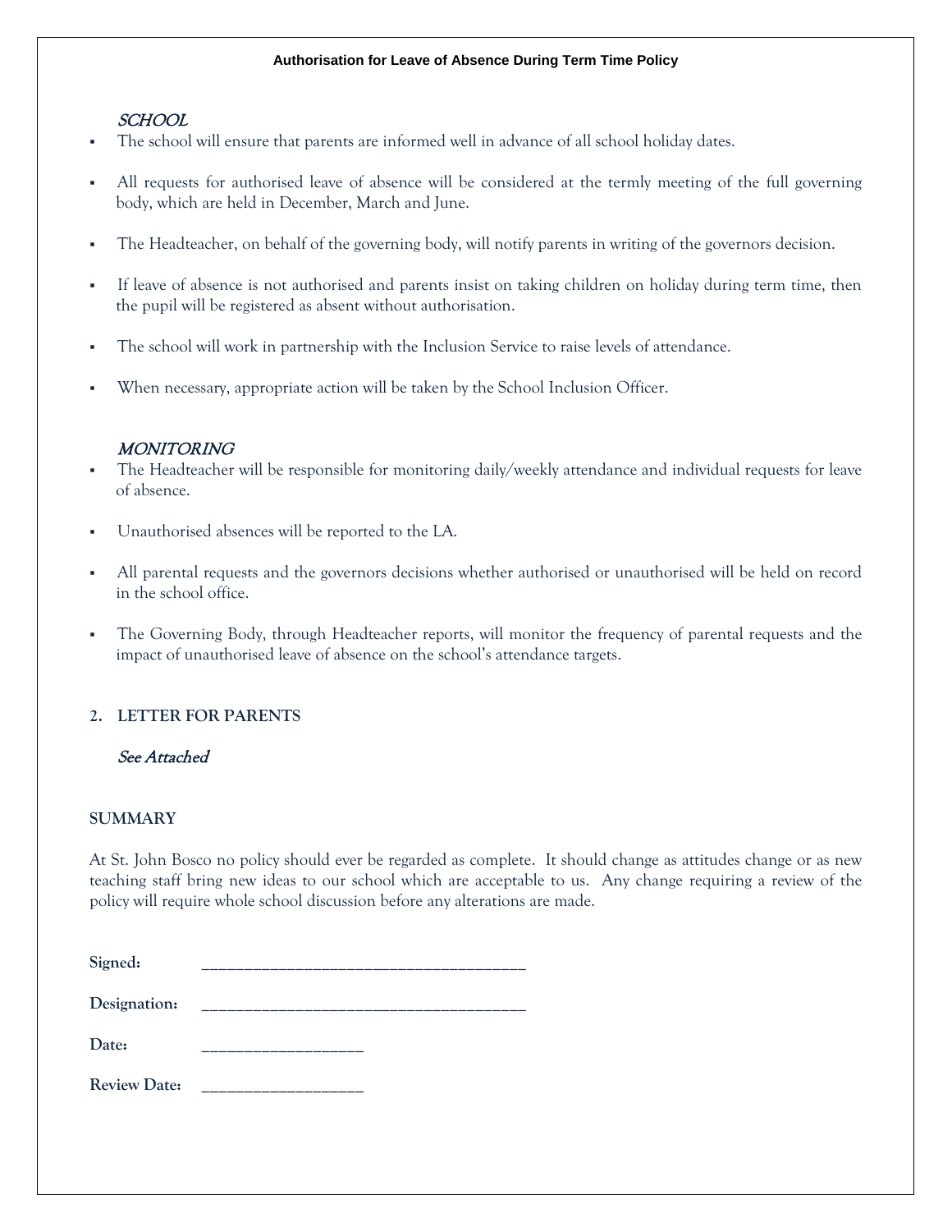*SCHOOL*

- The school will ensure that parents are informed well in advance of all school holiday dates.
- All requests for authorised leave of absence will be considered at the termly meeting of the full governing body, which are held in December, March and June.
- The Headteacher, on behalf of the governing body, will notify parents in writing of the governors decision.
- If leave of absence is not authorised and parents insist on taking children on holiday during term time, then the pupil will be registered as absent without authorisation.
- The school will work in partnership with the Inclusion Service to raise levels of attendance.
- When necessary, appropriate action will be taken by the School Inclusion Officer.

*MONITORING*

- The Headteacher will be responsible for monitoring daily/weekly attendance and individual requests for leave of absence.
- Unauthorised absences will be reported to the LA.
- All parental requests and the governors decisions whether authorised or unauthorised will be held on record in the school office.
- The Governing Body, through Headteacher reports, will monitor the frequency of parental requests and the impact of unauthorised leave of absence on the school's attendance targets.

## 2. LETTER FOR PARENTS

*See Attached*

## SUMMARY

At St. John Bosco no policy should ever be regarded as complete. It should change as attitudes change or as new teaching staff bring new ideas to our school which are acceptable to us. Any change requiring a review of the policy will require whole school discussion before any alterations are made.

**Signed:** ______________________________________

**Designation:** ______________________________________

**Date:** ___________________

**Review Date:** ___________________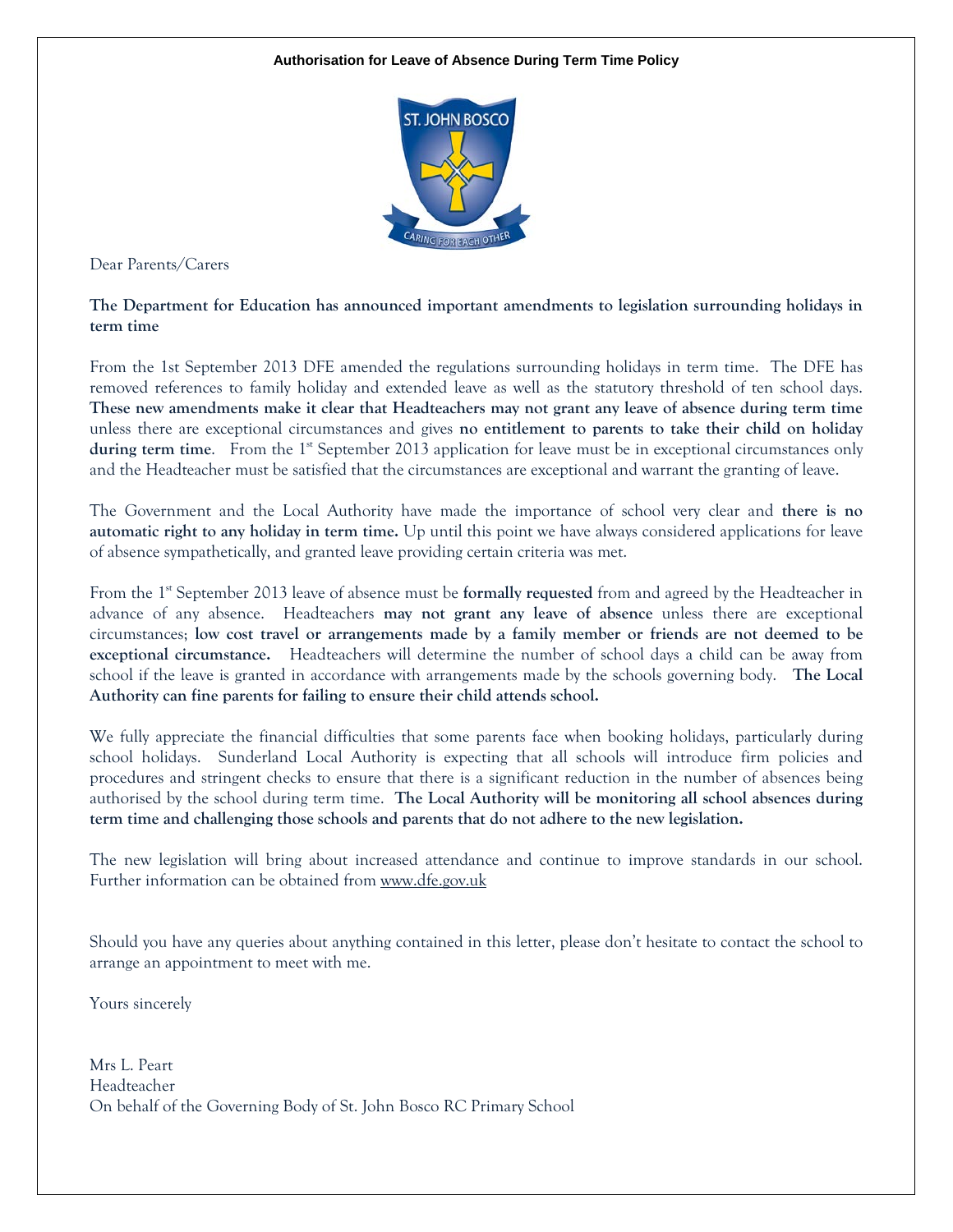**Authorisation for Leave of Absence During Term Time Policy**

Dear Parents/Carers

**The Department for Education has announced important amendments to legislation surrounding holidays in term time**

From the 1st September 2013 DFE amended the regulations surrounding holidays in term time. The DFE has removed references to family holiday and extended leave as well as the statutory threshold of ten school days. **These new amendments make it clear that Headteachers may not grant any leave of absence during term time** unless there are exceptional circumstances and gives **no entitlement to parents to take their child on holiday during term time**. From the 1st September 2013 application for leave must be in exceptional circumstances only and the Headteacher must be satisfied that the circumstances are exceptional and warrant the granting of leave.

The Government and the Local Authority have made the importance of school very clear and **there is no automatic right to any holiday in term time.** Up until this point we have always considered applications for leave of absence sympathetically, and granted leave providing certain criteria was met.

From the 1st September 2013 leave of absence must be **formally requested** from and agreed by the Headteacher in advance of any absence. Headteachers **may not grant any leave of absence** unless there are exceptional circumstances; **low cost travel or arrangements made by a family member or friends are not deemed to be exceptional circumstance.** Headteachers will determine the number of school days a child can be away from school if the leave is granted in accordance with arrangements made by the schools governing body. **The Local Authority can fine parents for failing to ensure their child attends school.**

We fully appreciate the financial difficulties that some parents face when booking holidays, particularly during school holidays. Sunderland Local Authority is expecting that all schools will introduce firm policies and procedures and stringent checks to ensure that there is a significant reduction in the number of absences being authorised by the school during term time. **The Local Authority will be monitoring all school absences during term time and challenging those schools and parents that do not adhere to the new legislation.**

The new legislation will bring about increased attendance and continue to improve standards in our school. Further information can be obtained from www.dfe.gov.uk

Should you have any queries about anything contained in this letter, please don't hesitate to contact the school to arrange an appointment to meet with me.

Yours sincerely

Mrs L. Peart
Headteacher
On behalf of the Governing Body of St. John Bosco RC Primary School